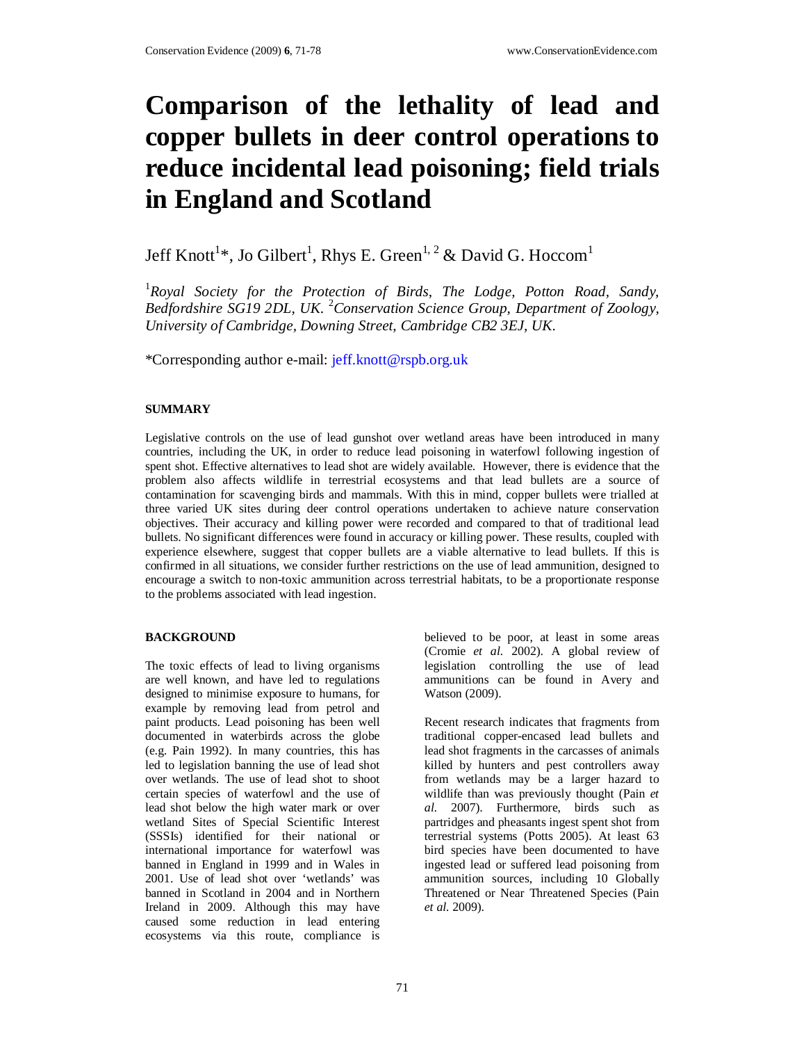# Comparison of the lethality of lead and copper bullets in deer control operations to reduce incidental lead poisoning; field trials in England and Scotland

Jeff Knott[1]*, Jo Gilbert[1], Rhys E. Green[1, 2] & David G. Hoccom[1]

[1]*Royal Society for the Protection of Birds, The Lodge, Potton Road, Sandy, Bedfordshire SG19 2DL, UK.* [2]*Conservation Science Group, Department of Zoology, University of Cambridge, Downing Street, Cambridge CB2 3EJ, UK.*

*Corresponding author e-mail: jeff.knott@rspb.org.uk

## SUMMARY

Legislative controls on the use of lead gunshot over wetland areas have been introduced in many countries, including the UK, in order to reduce lead poisoning in waterfowl following ingestion of spent shot. Effective alternatives to lead shot are widely available. However, there is evidence that the problem also affects wildlife in terrestrial ecosystems and that lead bullets are a source of contamination for scavenging birds and mammals. With this in mind, copper bullets were trialled at three varied UK sites during deer control operations undertaken to achieve nature conservation objectives. Their accuracy and killing power were recorded and compared to that of traditional lead bullets. No significant differences were found in accuracy or killing power. These results, coupled with experience elsewhere, suggest that copper bullets are a viable alternative to lead bullets. If this is confirmed in all situations, we consider further restrictions on the use of lead ammunition, designed to encourage a switch to non-toxic ammunition across terrestrial habitats, to be a proportionate response to the problems associated with lead ingestion.

## BACKGROUND

The toxic effects of lead to living organisms are well known, and have led to regulations designed to minimise exposure to humans, for example by removing lead from petrol and paint products. Lead poisoning has been well documented in waterbirds across the globe (e.g. Pain 1992). In many countries, this has led to legislation banning the use of lead shot over wetlands. The use of lead shot to shoot certain species of waterfowl and the use of lead shot below the high water mark or over wetland Sites of Special Scientific Interest (SSSIs) identified for their national or international importance for waterfowl was banned in England in 1999 and in Wales in 2001. Use of lead shot over 'wetlands' was banned in Scotland in 2004 and in Northern Ireland in 2009. Although this may have caused some reduction in lead entering ecosystems via this route, compliance is believed to be poor, at least in some areas (Cromie *et al.* 2002). A global review of legislation controlling the use of lead ammunitions can be found in Avery and Watson (2009).

Recent research indicates that fragments from traditional copper-encased lead bullets and lead shot fragments in the carcasses of animals killed by hunters and pest controllers away from wetlands may be a larger hazard to wildlife than was previously thought (Pain *et al.* 2007). Furthermore, birds such as partridges and pheasants ingest spent shot from terrestrial systems (Potts 2005). At least 63 bird species have been documented to have ingested lead or suffered lead poisoning from ammunition sources, including 10 Globally Threatened or Near Threatened Species (Pain *et al.* 2009).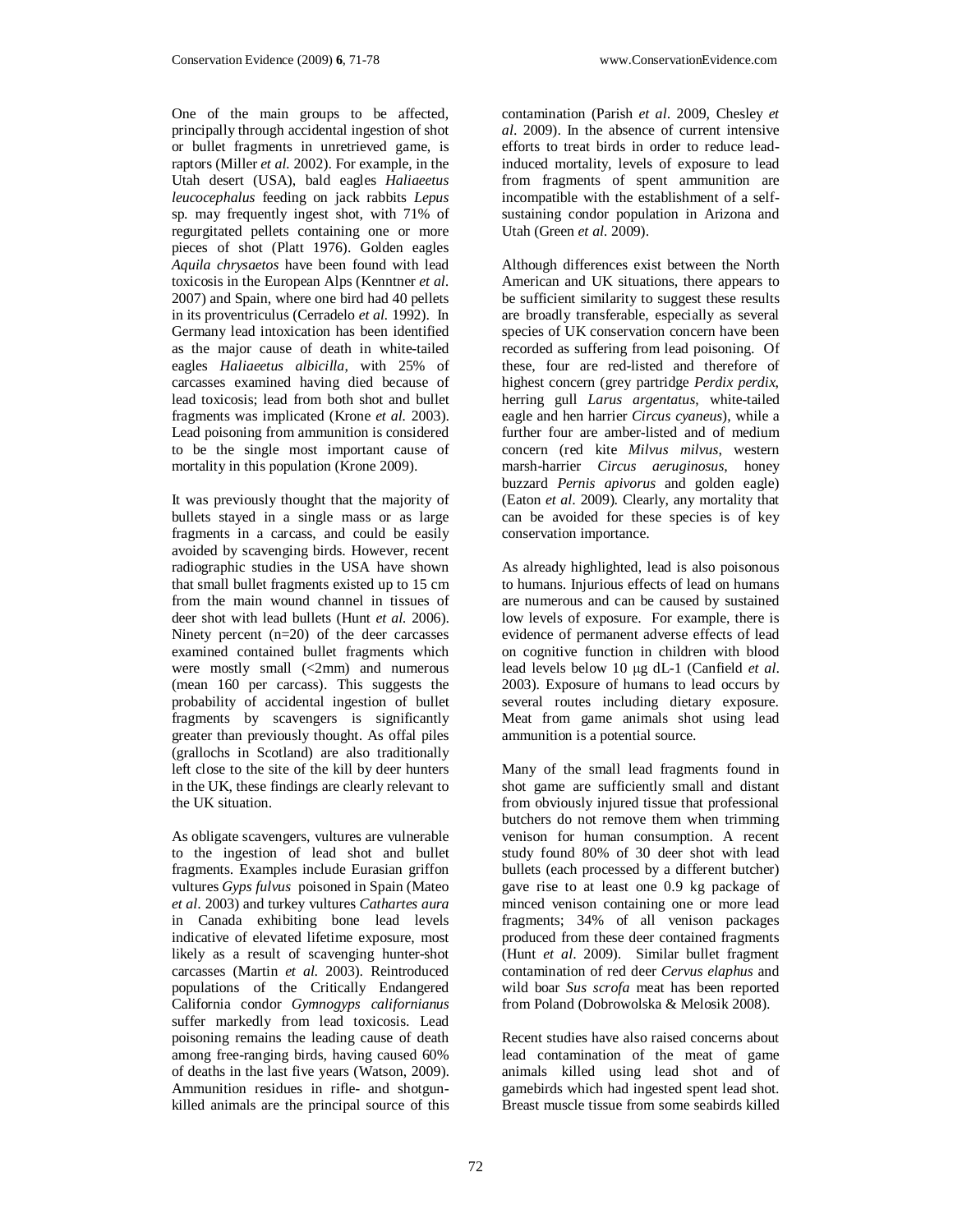One of the main groups to be affected, principally through accidental ingestion of shot or bullet fragments in unretrieved game, is raptors (Miller *et al.* 2002). For example, in the Utah desert (USA), bald eagles *Haliaeetus leucocephalus* feeding on jack rabbits *Lepus* sp. may frequently ingest shot, with 71% of regurgitated pellets containing one or more pieces of shot (Platt 1976). Golden eagles *Aquila chrysaetos* have been found with lead toxicosis in the European Alps (Kenntner *et al*. 2007) and Spain, where one bird had 40 pellets in its proventriculus (Cerradelo *et al.* 1992). In Germany lead intoxication has been identified as the major cause of death in white-tailed eagles *Haliaeetus albicilla*, with 25% of carcasses examined having died because of lead toxicosis; lead from both shot and bullet fragments was implicated (Krone *et al.* 2003). Lead poisoning from ammunition is considered to be the single most important cause of mortality in this population (Krone 2009).

It was previously thought that the majority of bullets stayed in a single mass or as large fragments in a carcass, and could be easily avoided by scavenging birds. However, recent radiographic studies in the USA have shown that small bullet fragments existed up to 15 cm from the main wound channel in tissues of deer shot with lead bullets (Hunt *et al.* 2006). Ninety percent (n=20) of the deer carcasses examined contained bullet fragments which were mostly small (<2mm) and numerous (mean 160 per carcass). This suggests the probability of accidental ingestion of bullet fragments by scavengers is significantly greater than previously thought. As offal piles (grallochs in Scotland) are also traditionally left close to the site of the kill by deer hunters in the UK, these findings are clearly relevant to the UK situation.

As obligate scavengers, vultures are vulnerable to the ingestion of lead shot and bullet fragments. Examples include Eurasian griffon vultures *Gyps fulvus* poisoned in Spain (Mateo *et al.* 2003) and turkey vultures *Cathartes aura* in Canada exhibiting bone lead levels indicative of elevated lifetime exposure, most likely as a result of scavenging hunter-shot carcasses (Martin *et al.* 2003). Reintroduced populations of the Critically Endangered California condor *Gymnogyps californianus* suffer markedly from lead toxicosis. Lead poisoning remains the leading cause of death among free-ranging birds, having caused 60% of deaths in the last five years (Watson, 2009). Ammunition residues in rifle- and shotgun-killed animals are the principal source of this contamination (Parish *et al*. 2009, Chesley *et al*. 2009). In the absence of current intensive efforts to treat birds in order to reduce lead-induced mortality, levels of exposure to lead from fragments of spent ammunition are incompatible with the establishment of a self-sustaining condor population in Arizona and Utah (Green *et al*. 2009).

Although differences exist between the North American and UK situations, there appears to be sufficient similarity to suggest these results are broadly transferable, especially as several species of UK conservation concern have been recorded as suffering from lead poisoning. Of these, four are red-listed and therefore of highest concern (grey partridge *Perdix perdix*, herring gull *Larus argentatus*, white-tailed eagle and hen harrier *Circus cyaneus*), while a further four are amber-listed and of medium concern (red kite *Milvus milvus*, western marsh-harrier *Circus aeruginosus*, honey buzzard *Pernis apivorus* and golden eagle) (Eaton *et al*. 2009). Clearly, any mortality that can be avoided for these species is of key conservation importance.

As already highlighted, lead is also poisonous to humans. Injurious effects of lead on humans are numerous and can be caused by sustained low levels of exposure. For example, there is evidence of permanent adverse effects of lead on cognitive function in children with blood lead levels below 10 μg dL-1 (Canfield *et al*. 2003). Exposure of humans to lead occurs by several routes including dietary exposure. Meat from game animals shot using lead ammunition is a potential source.

Many of the small lead fragments found in shot game are sufficiently small and distant from obviously injured tissue that professional butchers do not remove them when trimming venison for human consumption. A recent study found 80% of 30 deer shot with lead bullets (each processed by a different butcher) gave rise to at least one 0.9 kg package of minced venison containing one or more lead fragments; 34% of all venison packages produced from these deer contained fragments (Hunt *et al*. 2009). Similar bullet fragment contamination of red deer *Cervus elaphus* and wild boar *Sus scrofa* meat has been reported from Poland (Dobrowolska & Melosik 2008).

Recent studies have also raised concerns about lead contamination of the meat of game animals killed using lead shot and of gamebirds which had ingested spent lead shot. Breast muscle tissue from some seabirds killed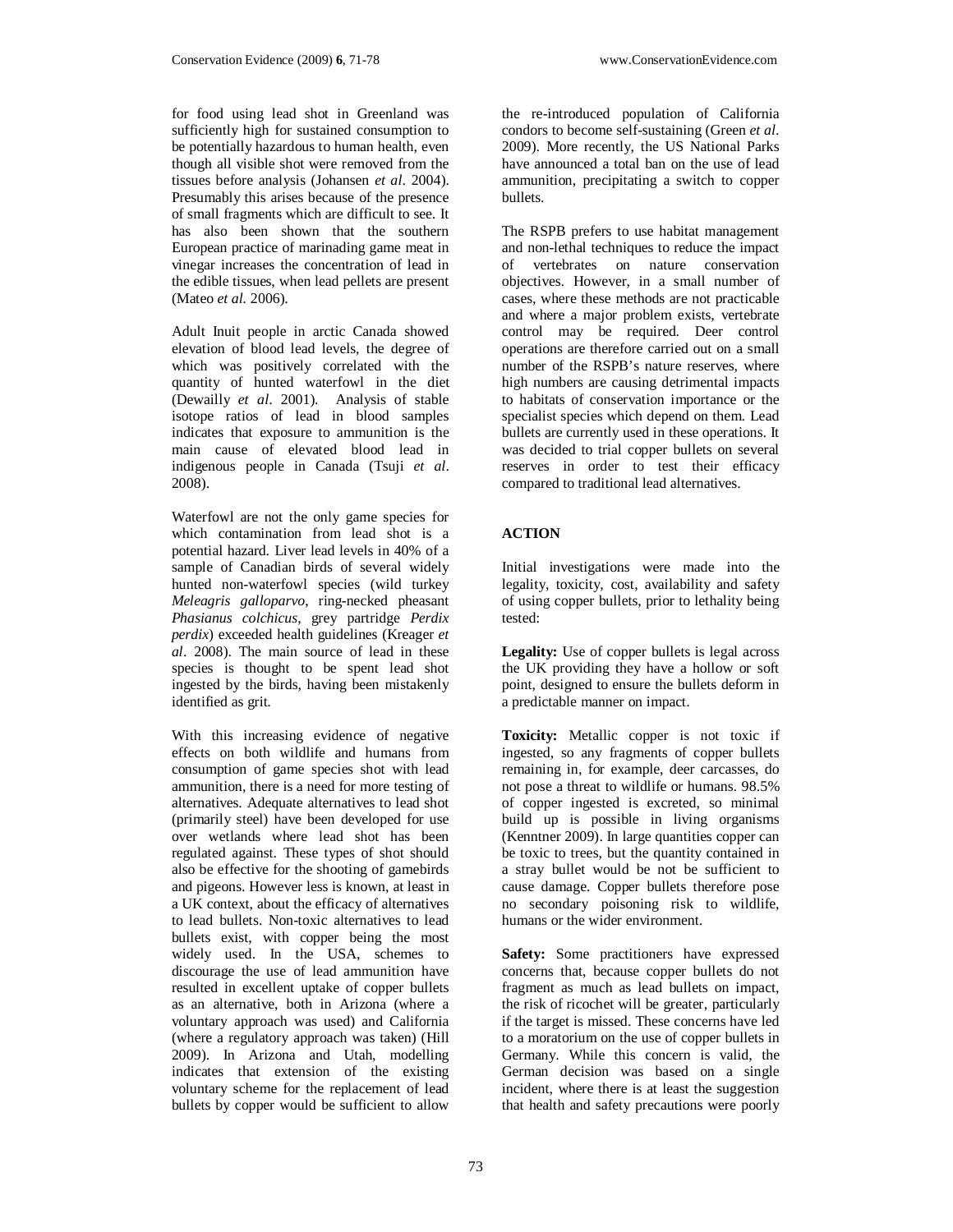for food using lead shot in Greenland was sufficiently high for sustained consumption to be potentially hazardous to human health, even though all visible shot were removed from the tissues before analysis (Johansen *et al*. 2004). Presumably this arises because of the presence of small fragments which are difficult to see. It has also been shown that the southern European practice of marinading game meat in vinegar increases the concentration of lead in the edible tissues, when lead pellets are present (Mateo *et al.* 2006).

Adult Inuit people in arctic Canada showed elevation of blood lead levels, the degree of which was positively correlated with the quantity of hunted waterfowl in the diet (Dewailly *et al*. 2001). Analysis of stable isotope ratios of lead in blood samples indicates that exposure to ammunition is the main cause of elevated blood lead in indigenous people in Canada (Tsuji *et al*. 2008).

Waterfowl are not the only game species for which contamination from lead shot is a potential hazard. Liver lead levels in 40% of a sample of Canadian birds of several widely hunted non-waterfowl species (wild turkey *Meleagris galloparvo*, ring-necked pheasant *Phasianus colchicus*, grey partridge *Perdix perdix*) exceeded health guidelines (Kreager *et al*. 2008). The main source of lead in these species is thought to be spent lead shot ingested by the birds, having been mistakenly identified as grit.

With this increasing evidence of negative effects on both wildlife and humans from consumption of game species shot with lead ammunition, there is a need for more testing of alternatives. Adequate alternatives to lead shot (primarily steel) have been developed for use over wetlands where lead shot has been regulated against. These types of shot should also be effective for the shooting of gamebirds and pigeons. However less is known, at least in a UK context, about the efficacy of alternatives to lead bullets. Non-toxic alternatives to lead bullets exist, with copper being the most widely used. In the USA, schemes to discourage the use of lead ammunition have resulted in excellent uptake of copper bullets as an alternative, both in Arizona (where a voluntary approach was used) and California (where a regulatory approach was taken) (Hill 2009). In Arizona and Utah, modelling indicates that extension of the existing voluntary scheme for the replacement of lead bullets by copper would be sufficient to allow the re-introduced population of California condors to become self-sustaining (Green *et al*. 2009). More recently, the US National Parks have announced a total ban on the use of lead ammunition, precipitating a switch to copper bullets.

The RSPB prefers to use habitat management and non-lethal techniques to reduce the impact of vertebrates on nature conservation objectives. However, in a small number of cases, where these methods are not practicable and where a major problem exists, vertebrate control may be required. Deer control operations are therefore carried out on a small number of the RSPB's nature reserves, where high numbers are causing detrimental impacts to habitats of conservation importance or the specialist species which depend on them. Lead bullets are currently used in these operations. It was decided to trial copper bullets on several reserves in order to test their efficacy compared to traditional lead alternatives.

## ACTION

Initial investigations were made into the legality, toxicity, cost, availability and safety of using copper bullets, prior to lethality being tested:

**Legality:** Use of copper bullets is legal across the UK providing they have a hollow or soft point, designed to ensure the bullets deform in a predictable manner on impact.

**Toxicity:** Metallic copper is not toxic if ingested, so any fragments of copper bullets remaining in, for example, deer carcasses, do not pose a threat to wildlife or humans. 98.5% of copper ingested is excreted, so minimal build up is possible in living organisms (Kenntner 2009). In large quantities copper can be toxic to trees, but the quantity contained in a stray bullet would be not be sufficient to cause damage. Copper bullets therefore pose no secondary poisoning risk to wildlife, humans or the wider environment.

**Safety:** Some practitioners have expressed concerns that, because copper bullets do not fragment as much as lead bullets on impact, the risk of ricochet will be greater, particularly if the target is missed. These concerns have led to a moratorium on the use of copper bullets in Germany. While this concern is valid, the German decision was based on a single incident, where there is at least the suggestion that health and safety precautions were poorly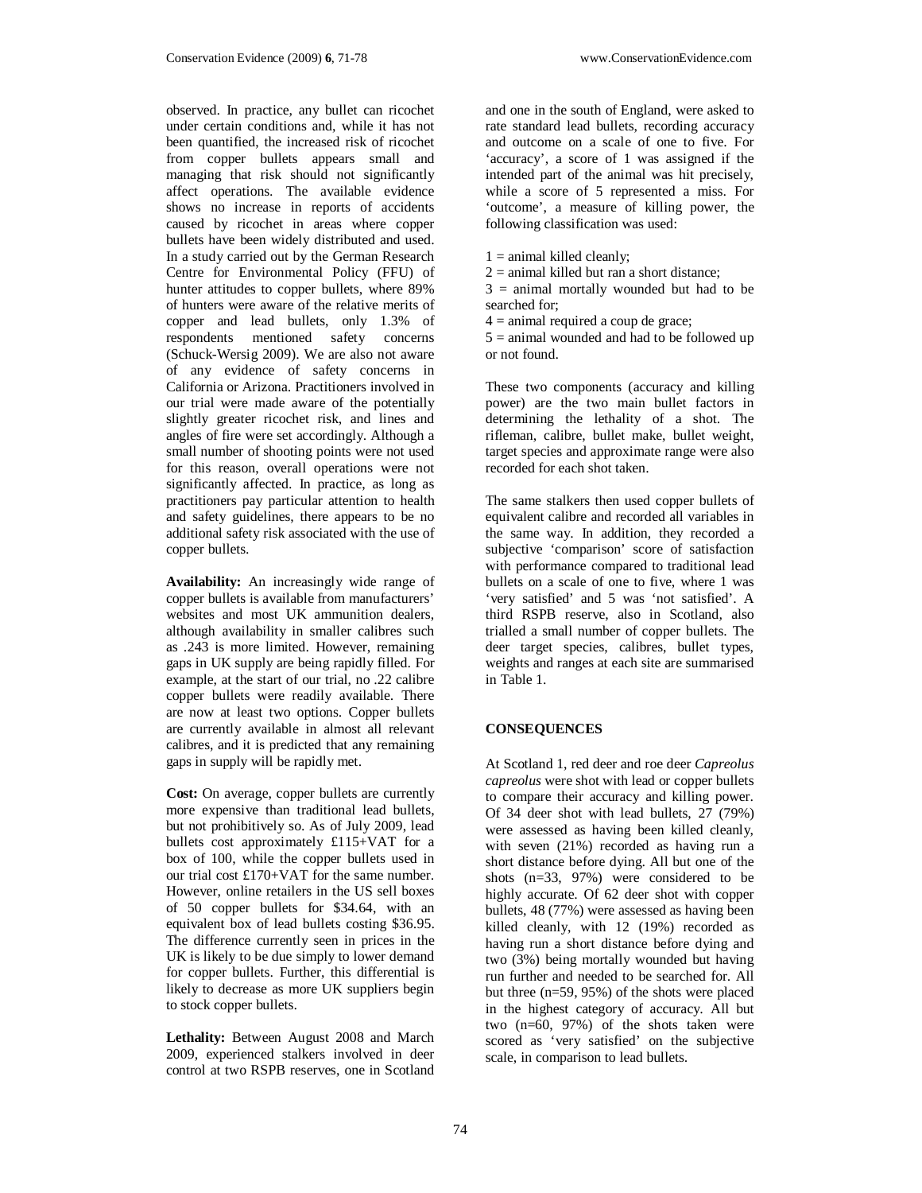observed. In practice, any bullet can ricochet under certain conditions and, while it has not been quantified, the increased risk of ricochet from copper bullets appears small and managing that risk should not significantly affect operations. The available evidence shows no increase in reports of accidents caused by ricochet in areas where copper bullets have been widely distributed and used. In a study carried out by the German Research Centre for Environmental Policy (FFU) of hunter attitudes to copper bullets, where 89% of hunters were aware of the relative merits of copper and lead bullets, only 1.3% of respondents mentioned safety concerns (Schuck-Wersig 2009). We are also not aware of any evidence of safety concerns in California or Arizona. Practitioners involved in our trial were made aware of the potentially slightly greater ricochet risk, and lines and angles of fire were set accordingly. Although a small number of shooting points were not used for this reason, overall operations were not significantly affected. In practice, as long as practitioners pay particular attention to health and safety guidelines, there appears to be no additional safety risk associated with the use of copper bullets.

**Availability:** An increasingly wide range of copper bullets is available from manufacturers' websites and most UK ammunition dealers, although availability in smaller calibres such as .243 is more limited. However, remaining gaps in UK supply are being rapidly filled. For example, at the start of our trial, no .22 calibre copper bullets were readily available. There are now at least two options. Copper bullets are currently available in almost all relevant calibres, and it is predicted that any remaining gaps in supply will be rapidly met.

**Cost:** On average, copper bullets are currently more expensive than traditional lead bullets, but not prohibitively so. As of July 2009, lead bullets cost approximately £115+VAT for a box of 100, while the copper bullets used in our trial cost £170+VAT for the same number. However, online retailers in the US sell boxes of 50 copper bullets for $34.64, with an equivalent box of lead bullets costing $36.95. The difference currently seen in prices in the UK is likely to be due simply to lower demand for copper bullets. Further, this differential is likely to decrease as more UK suppliers begin to stock copper bullets.

**Lethality:** Between August 2008 and March 2009, experienced stalkers involved in deer control at two RSPB reserves, one in Scotland and one in the south of England, were asked to rate standard lead bullets, recording accuracy and outcome on a scale of one to five. For 'accuracy', a score of 1 was assigned if the intended part of the animal was hit precisely, while a score of 5 represented a miss. For 'outcome', a measure of killing power, the following classification was used:

1 = animal killed cleanly;
2 = animal killed but ran a short distance;
3 = animal mortally wounded but had to be searched for;
4 = animal required a coup de grace;
5 = animal wounded and had to be followed up or not found.

These two components (accuracy and killing power) are the two main bullet factors in determining the lethality of a shot. The rifleman, calibre, bullet make, bullet weight, target species and approximate range were also recorded for each shot taken.

The same stalkers then used copper bullets of equivalent calibre and recorded all variables in the same way. In addition, they recorded a subjective 'comparison' score of satisfaction with performance compared to traditional lead bullets on a scale of one to five, where 1 was 'very satisfied' and 5 was 'not satisfied'. A third RSPB reserve, also in Scotland, also trialled a small number of copper bullets. The deer target species, calibres, bullet types, weights and ranges at each site are summarised in Table 1.

## CONSEQUENCES

At Scotland 1, red deer and roe deer *Capreolus capreolus* were shot with lead or copper bullets to compare their accuracy and killing power. Of 34 deer shot with lead bullets, 27 (79%) were assessed as having been killed cleanly, with seven (21%) recorded as having run a short distance before dying. All but one of the shots (n=33, 97%) were considered to be highly accurate. Of 62 deer shot with copper bullets, 48 (77%) were assessed as having been killed cleanly, with 12 (19%) recorded as having run a short distance before dying and two (3%) being mortally wounded but having run further and needed to be searched for. All but three (n=59, 95%) of the shots were placed in the highest category of accuracy. All but two (n=60, 97%) of the shots taken were scored as 'very satisfied' on the subjective scale, in comparison to lead bullets.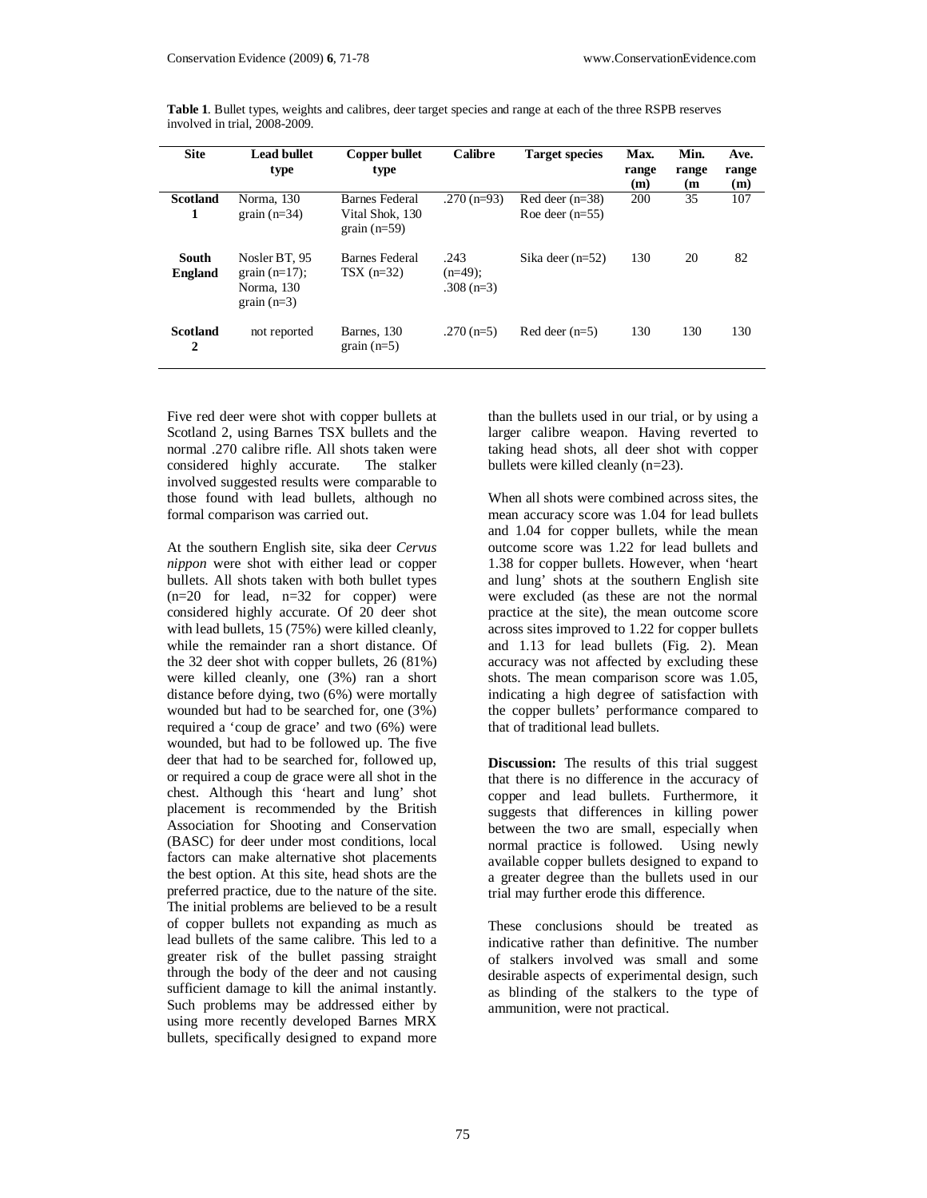**Table 1**. Bullet types, weights and calibres, deer target species and range at each of the three RSPB reserves involved in trial, 2008-2009.

| Site | Lead bullet type | Copper bullet type | Calibre | Target species | Max. range (m) | Min. range (m | Ave. range (m) |
|---|---|---|---|---|---|---|---|
| **Scotland 1** | Norma, 130 grain (n=34) | Barnes Federal Vital Shok, 130 grain (n=59) | .270 (n=93) | Red deer (n=38) Roe deer (n=55) | 200 | 35 | 107 |
| **South England** | Nosler BT, 95 grain (n=17); Norma, 130 grain (n=3) | Barnes Federal TSX (n=32) | .243 (n=49); .308 (n=3) | Sika deer (n=52) | 130 | 20 | 82 |
| **Scotland 2** | not reported | Barnes, 130 grain (n=5) | .270 (n=5) | Red deer (n=5) | 130 | 130 | 130 |

Five red deer were shot with copper bullets at Scotland 2, using Barnes TSX bullets and the normal .270 calibre rifle. All shots taken were considered highly accurate. The stalker involved suggested results were comparable to those found with lead bullets, although no formal comparison was carried out.

At the southern English site, sika deer *Cervus nippon* were shot with either lead or copper bullets. All shots taken with both bullet types (n=20 for lead, n=32 for copper) were considered highly accurate. Of 20 deer shot with lead bullets, 15 (75%) were killed cleanly, while the remainder ran a short distance. Of the 32 deer shot with copper bullets, 26 (81%) were killed cleanly, one (3%) ran a short distance before dying, two (6%) were mortally wounded but had to be searched for, one (3%) required a 'coup de grace' and two (6%) were wounded, but had to be followed up. The five deer that had to be searched for, followed up, or required a coup de grace were all shot in the chest. Although this 'heart and lung' shot placement is recommended by the British Association for Shooting and Conservation (BASC) for deer under most conditions, local factors can make alternative shot placements the best option. At this site, head shots are the preferred practice, due to the nature of the site. The initial problems are believed to be a result of copper bullets not expanding as much as lead bullets of the same calibre. This led to a greater risk of the bullet passing straight through the body of the deer and not causing sufficient damage to kill the animal instantly. Such problems may be addressed either by using more recently developed Barnes MRX bullets, specifically designed to expand more than the bullets used in our trial, or by using a larger calibre weapon. Having reverted to taking head shots, all deer shot with copper bullets were killed cleanly (n=23).

When all shots were combined across sites, the mean accuracy score was 1.04 for lead bullets and 1.04 for copper bullets, while the mean outcome score was 1.22 for lead bullets and 1.38 for copper bullets. However, when 'heart and lung' shots at the southern English site were excluded (as these are not the normal practice at the site), the mean outcome score across sites improved to 1.22 for copper bullets and 1.13 for lead bullets (Fig. 2). Mean accuracy was not affected by excluding these shots. The mean comparison score was 1.05, indicating a high degree of satisfaction with the copper bullets' performance compared to that of traditional lead bullets.

**Discussion:** The results of this trial suggest that there is no difference in the accuracy of copper and lead bullets. Furthermore, it suggests that differences in killing power between the two are small, especially when normal practice is followed. Using newly available copper bullets designed to expand to a greater degree than the bullets used in our trial may further erode this difference.

These conclusions should be treated as indicative rather than definitive. The number of stalkers involved was small and some desirable aspects of experimental design, such as blinding of the stalkers to the type of ammunition, were not practical.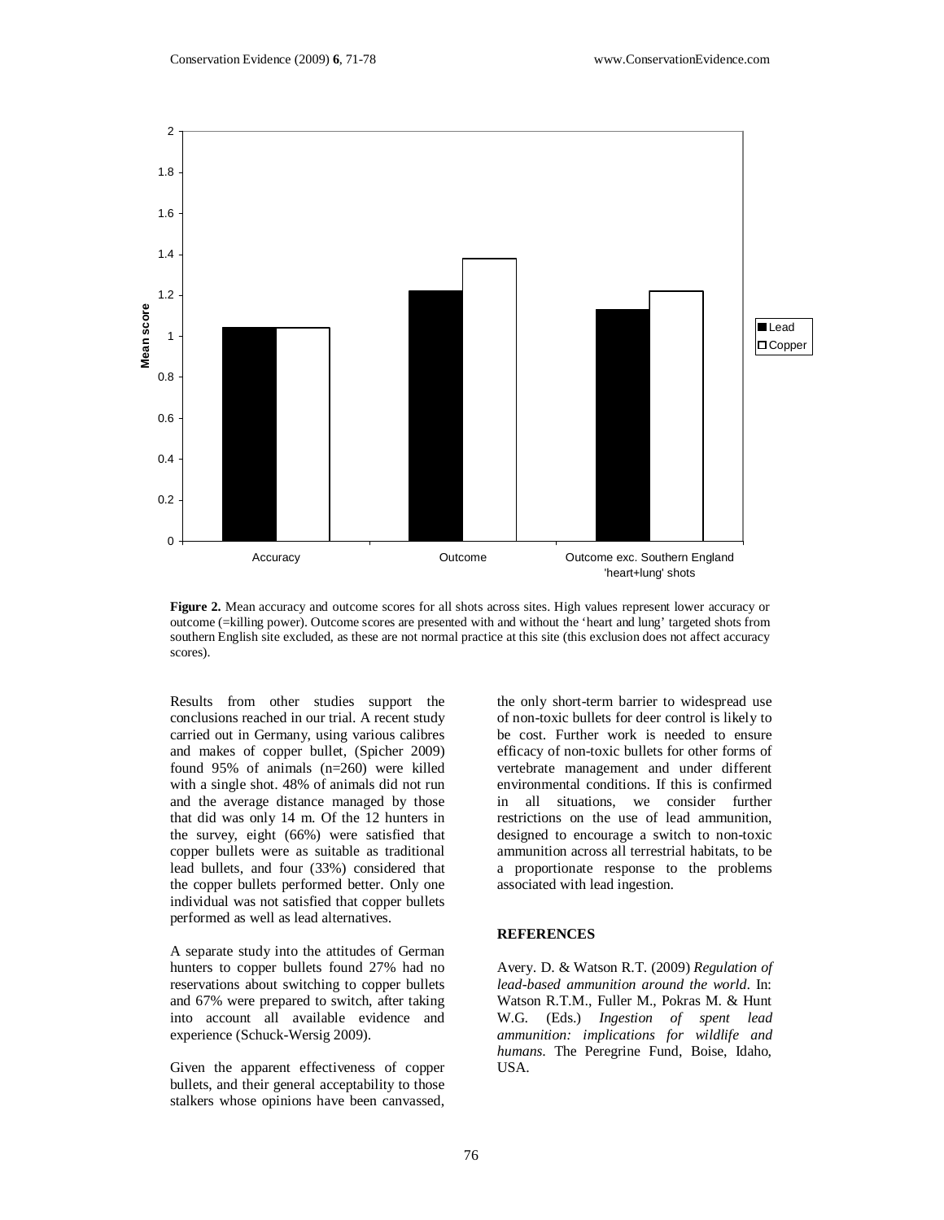**Figure 2.** Mean accuracy and outcome scores for all shots across sites. High values represent lower accuracy or outcome (=killing power). Outcome scores are presented with and without the 'heart and lung' targeted shots from southern English site excluded, as these are not normal practice at this site (this exclusion does not affect accuracy scores).

Results from other studies support the conclusions reached in our trial. A recent study carried out in Germany, using various calibres and makes of copper bullet, (Spicher 2009) found 95% of animals (n=260) were killed with a single shot. 48% of animals did not run and the average distance managed by those that did was only 14 m. Of the 12 hunters in the survey, eight (66%) were satisfied that copper bullets were as suitable as traditional lead bullets, and four (33%) considered that the copper bullets performed better. Only one individual was not satisfied that copper bullets performed as well as lead alternatives.

A separate study into the attitudes of German hunters to copper bullets found 27% had no reservations about switching to copper bullets and 67% were prepared to switch, after taking into account all available evidence and experience (Schuck-Wersig 2009).

Given the apparent effectiveness of copper bullets, and their general acceptability to those stalkers whose opinions have been canvassed, the only short-term barrier to widespread use of non-toxic bullets for deer control is likely to be cost. Further work is needed to ensure efficacy of non-toxic bullets for other forms of vertebrate management and under different environmental conditions. If this is confirmed in all situations, we consider further restrictions on the use of lead ammunition, designed to encourage a switch to non-toxic ammunition across all terrestrial habitats, to be a proportionate response to the problems associated with lead ingestion.

## REFERENCES

Avery. D. & Watson R.T. (2009) *Regulation of lead-based ammunition around the world*. In: Watson R.T.M., Fuller M., Pokras M. & Hunt W.G. (Eds.) *Ingestion of spent lead ammunition: implications for wildlife and humans*. The Peregrine Fund, Boise, Idaho, USA.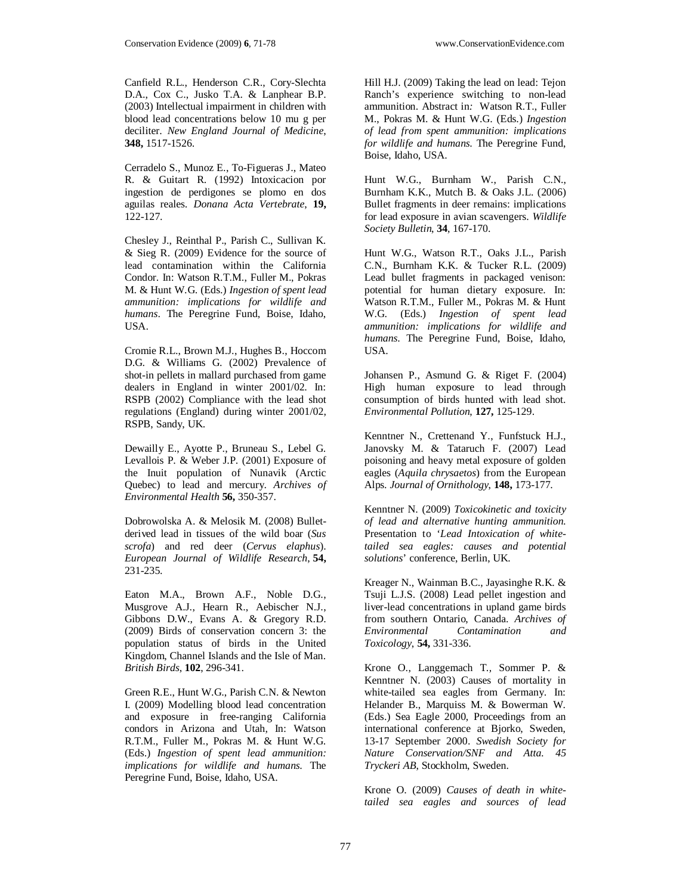Canfield R.L., Henderson C.R., Cory-Slechta D.A., Cox C., Jusko T.A. & Lanphear B.P. (2003) Intellectual impairment in children with blood lead concentrations below 10 mu g per deciliter. *New England Journal of Medicine*, **348,** 1517-1526.

Cerradelo S., Munoz E., To-Figueras J., Mateo R. & Guitart R. (1992) Intoxicacion por ingestion de perdigones se plomo en dos aguilas reales. *Donana Acta Vertebrate*, **19,** 122-127.

Chesley J., Reinthal P., Parish C., Sullivan K. & Sieg R. (2009) Evidence for the source of lead contamination within the California Condor. In: Watson R.T.M., Fuller M., Pokras M. & Hunt W.G. (Eds.) *Ingestion of spent lead ammunition: implications for wildlife and humans*. The Peregrine Fund, Boise, Idaho, USA.

Cromie R.L., Brown M.J., Hughes B., Hoccom D.G. & Williams G. (2002) Prevalence of shot-in pellets in mallard purchased from game dealers in England in winter 2001/02. In: RSPB (2002) Compliance with the lead shot regulations (England) during winter 2001/02, RSPB, Sandy, UK.

Dewailly E., Ayotte P., Bruneau S., Lebel G. Levallois P. & Weber J.P. (2001) Exposure of the Inuit population of Nunavik (Arctic Quebec) to lead and mercury. *Archives of Environmental Health* **56,** 350-357.

Dobrowolska A. & Melosik M. (2008) Bullet-derived lead in tissues of the wild boar (*Sus scrofa*) and red deer (*Cervus elaphus*). *European Journal of Wildlife Research*, **54,** 231-235.

Eaton M.A., Brown A.F., Noble D.G., Musgrove A.J., Hearn R., Aebischer N.J., Gibbons D.W., Evans A. & Gregory R.D. (2009) Birds of conservation concern 3: the population status of birds in the United Kingdom, Channel Islands and the Isle of Man. *British Birds*, **102**, 296-341.

Green R.E., Hunt W.G., Parish C.N. & Newton I. (2009) Modelling blood lead concentration and exposure in free-ranging California condors in Arizona and Utah, In: Watson R.T.M., Fuller M., Pokras M. & Hunt W.G. (Eds.) *Ingestion of spent lead ammunition: implications for wildlife and humans.* The Peregrine Fund, Boise, Idaho, USA.

Hill H.J. (2009) Taking the lead on lead: Tejon Ranch's experience switching to non-lead ammunition. Abstract in: Watson R.T., Fuller M., Pokras M. & Hunt W.G. (Eds.) *Ingestion of lead from spent ammunition: implications for wildlife and humans.* The Peregrine Fund, Boise, Idaho, USA.

Hunt W.G., Burnham W., Parish C.N., Burnham K.K., Mutch B. & Oaks J.L. (2006) Bullet fragments in deer remains: implications for lead exposure in avian scavengers. *Wildlife Society Bulletin*, **34**, 167-170.

Hunt W.G., Watson R.T., Oaks J.L., Parish C.N., Burnham K.K. & Tucker R.L. (2009) Lead bullet fragments in packaged venison: potential for human dietary exposure. In: Watson R.T.M., Fuller M., Pokras M. & Hunt W.G. (Eds.) *Ingestion of spent lead ammunition: implications for wildlife and humans*. The Peregrine Fund, Boise, Idaho, USA.

Johansen P., Asmund G. & Riget F. (2004) High human exposure to lead through consumption of birds hunted with lead shot. *Environmental Pollution*, **127,** 125-129.

Kenntner N., Crettenand Y., Funfstuck H.J., Janovsky M. & Tataruch F. (2007) Lead poisoning and heavy metal exposure of golden eagles (*Aquila chrysaetos*) from the European Alps. *Journal of Ornithology*, **148,** 173-177.

Kenntner N. (2009) *Toxicokinetic and toxicity of lead and alternative hunting ammunition.* Presentation to '*Lead Intoxication of white-tailed sea eagles: causes and potential solutions*' conference, Berlin, UK.

Kreager N., Wainman B.C., Jayasinghe R.K. & Tsuji L.J.S. (2008) Lead pellet ingestion and liver-lead concentrations in upland game birds from southern Ontario, Canada. *Archives of Environmental Contamination and Toxicology*, **54,** 331-336.

Krone O., Langgemach T., Sommer P. & Kenntner N. (2003) Causes of mortality in white-tailed sea eagles from Germany. In: Helander B., Marquiss M. & Bowerman W. (Eds.) Sea Eagle 2000, Proceedings from an international conference at Bjorko, Sweden, 13-17 September 2000. *Swedish Society for Nature Conservation/SNF and Atta. 45 Tryckeri AB*, Stockholm, Sweden.

Krone O. (2009) *Causes of death in white-tailed sea eagles and sources of lead*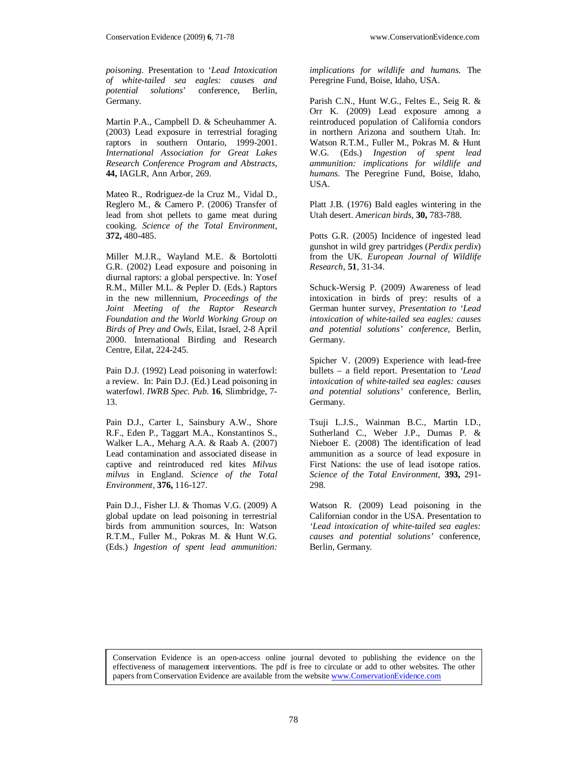*poisoning.* Presentation to '*Lead Intoxication of white-tailed sea eagles: causes and potential solutions*' conference, Berlin, Germany.

Martin P.A., Campbell D. & Scheuhammer A. (2003) Lead exposure in terrestrial foraging raptors in southern Ontario, 1999-2001. *International Association for Great Lakes Research Conference Program and Abstracts,* **44,** IAGLR, Ann Arbor, 269.

Mateo R., Rodriguez-de la Cruz M., Vidal D., Reglero M., & Camero P. (2006) Transfer of lead from shot pellets to game meat during cooking. *Science of the Total Environment,* **372,** 480-485.

Miller M.J.R., Wayland M.E. & Bortolotti G.R. (2002) Lead exposure and poisoning in diurnal raptors: a global perspective. In: Yosef R.M., Miller M.L. & Pepler D. (Eds.) Raptors in the new millennium, *Proceedings of the Joint Meeting of the Raptor Research Foundation and the World Working Group on Birds of Prey and Owls*, Eilat, Israel, 2-8 April 2000. International Birding and Research Centre, Eilat, 224-245.

Pain D.J. (1992) Lead poisoning in waterfowl: a review. In: Pain D.J. (Ed.) Lead poisoning in waterfowl. *IWRB Spec. Pub.* **16**, Slimbridge, 7-13.

Pain D.J., Carter I., Sainsbury A.W., Shore R.F., Eden P., Taggart M.A., Konstantinos S., Walker L.A., Meharg A.A. & Raab A. (2007) Lead contamination and associated disease in captive and reintroduced red kites *Milvus milvus* in England. *Science of the Total Environment,* **376,** 116-127.

Pain D.J., Fisher I.J. & Thomas V.G. (2009) A global update on lead poisoning in terrestrial birds from ammunition sources, In: Watson R.T.M., Fuller M., Pokras M. & Hunt W.G. (Eds.) *Ingestion of spent lead ammunition: implications for wildlife and humans.* The Peregrine Fund, Boise, Idaho, USA.

Parish C.N., Hunt W.G., Feltes E., Seig R. & Orr K. (2009) Lead exposure among a reintroduced population of California condors in northern Arizona and southern Utah. In: Watson R.T.M., Fuller M., Pokras M. & Hunt W.G. (Eds.) *Ingestion of spent lead ammunition: implications for wildlife and humans.* The Peregrine Fund, Boise, Idaho, USA.

Platt J.B. (1976) Bald eagles wintering in the Utah desert. *American birds,* **30,** 783-788.

Potts G.R. (2005) Incidence of ingested lead gunshot in wild grey partridges (*Perdix perdix*) from the UK. *European Journal of Wildlife Research,* **51**, 31-34.

Schuck-Wersig P. (2009) Awareness of lead intoxication in birds of prey: results of a German hunter survey, *Presentation to 'Lead intoxication of white-tailed sea eagles: causes and potential solutions' conference,* Berlin, Germany.

Spicher V. (2009) Experience with lead-free bullets – a field report. Presentation to *'Lead intoxication of white-tailed sea eagles: causes and potential solutions'* conference, Berlin, Germany.

Tsuji L.J.S., Wainman B.C., Martin I.D., Sutherland C., Weber J.P., Dumas P. & Nieboer E. (2008) The identification of lead ammunition as a source of lead exposure in First Nations: the use of lead isotope ratios. *Science of the Total Environment*, **393,** 291-298.

Watson R. (2009) Lead poisoning in the Californian condor in the USA. Presentation to *'Lead intoxication of white-tailed sea eagles: causes and potential solutions'* conference, Berlin, Germany.

Conservation Evidence is an open-access online journal devoted to publishing the evidence on the effectiveness of management interventions. The pdf is free to circulate or add to other websites. The other papers from Conservation Evidence are available from the website www.ConservationEvidence.com